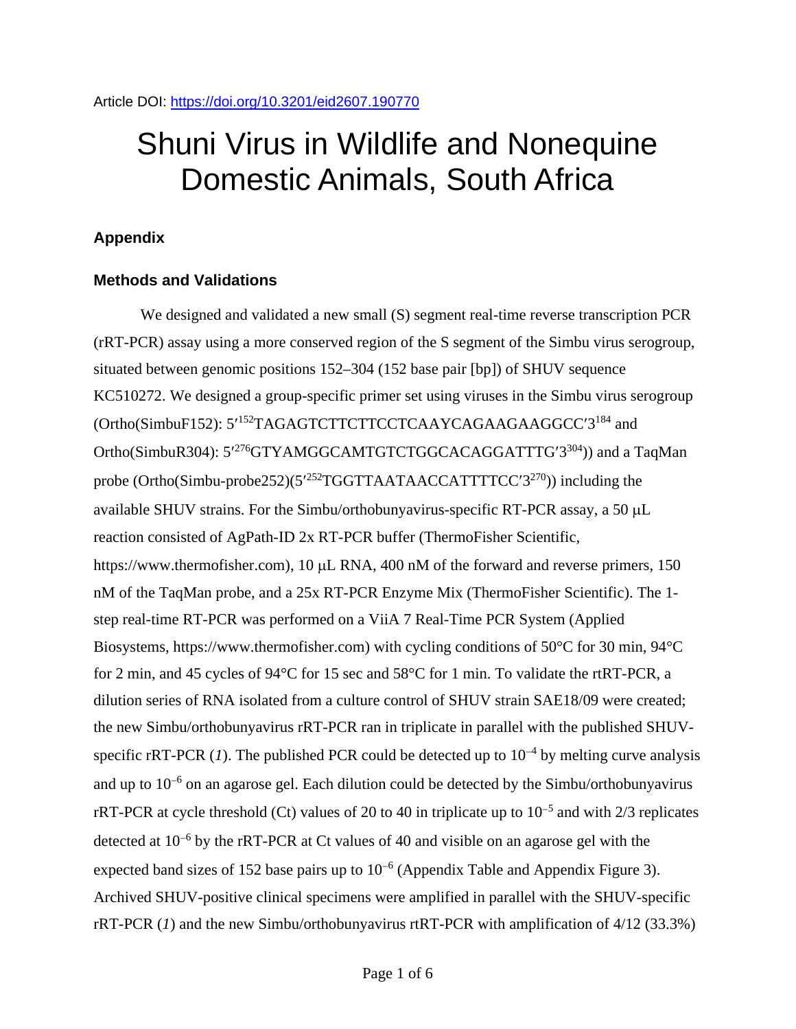Article DOI: https://doi.org/10.3201/eid2607.190770

# Shuni Virus in Wildlife and Nonequine Domestic Animals, South Africa

## Appendix

### Methods and Validations

We designed and validated a new small (S) segment real-time reverse transcription PCR (rRT-PCR) assay using a more conserved region of the S segment of the Simbu virus serogroup, situated between genomic positions 152–304 (152 base pair [bp]) of SHUV sequence KC510272. We designed a group-specific primer set using viruses in the Simbu virus serogroup (Ortho(SimbuF152): 5′$^{152}$TAGAGTCTTCTTCCTCAAYCAGAAGAAGGCC′3$^{184}$ and Ortho(SimbuR304): 5′$^{276}$GTYAMGGCAMTGTCTGGCACAGGATTTG′3$^{304}$)) and a TaqMan probe (Ortho(Simbu-probe252)(5′$^{252}$TGGTTAATAACCATTTTCC′3$^{270}$)) including the available SHUV strains. For the Simbu/orthobunyavirus-specific RT-PCR assay, a 50 μL reaction consisted of AgPath-ID 2x RT-PCR buffer (ThermoFisher Scientific, https://www.thermofisher.com), 10 μL RNA, 400 nM of the forward and reverse primers, 150 nM of the TaqMan probe, and a 25x RT-PCR Enzyme Mix (ThermoFisher Scientific). The 1-step real-time RT-PCR was performed on a ViiA 7 Real-Time PCR System (Applied Biosystems, https://www.thermofisher.com) with cycling conditions of 50°C for 30 min, 94°C for 2 min, and 45 cycles of 94°C for 15 sec and 58°C for 1 min. To validate the rtRT-PCR, a dilution series of RNA isolated from a culture control of SHUV strain SAE18/09 were created; the new Simbu/orthobunyavirus rRT-PCR ran in triplicate in parallel with the published SHUV-specific rRT-PCR (*1*). The published PCR could be detected up to $10^{-4}$ by melting curve analysis and up to $10^{-6}$ on an agarose gel. Each dilution could be detected by the Simbu/orthobunyavirus rRT-PCR at cycle threshold (Ct) values of 20 to 40 in triplicate up to $10^{-5}$ and with 2/3 replicates detected at $10^{-6}$ by the rRT-PCR at Ct values of 40 and visible on an agarose gel with the expected band sizes of 152 base pairs up to $10^{-6}$ (Appendix Table and Appendix Figure 3). Archived SHUV-positive clinical specimens were amplified in parallel with the SHUV-specific rRT-PCR (*1*) and the new Simbu/orthobunyavirus rtRT-PCR with amplification of 4/12 (33.3%)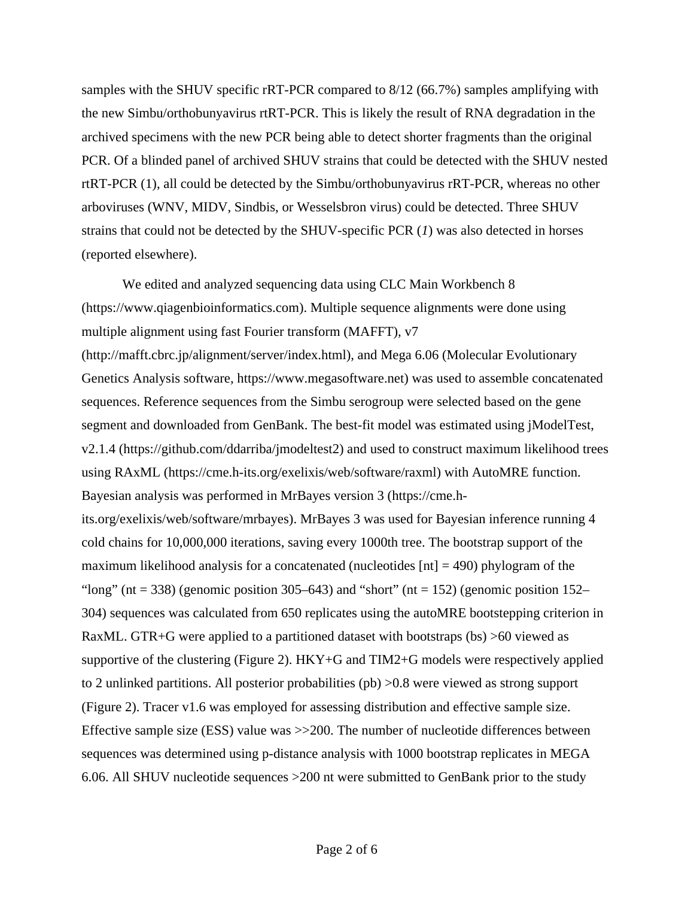samples with the SHUV specific rRT-PCR compared to 8/12 (66.7%) samples amplifying with the new Simbu/orthobunyavirus rtRT-PCR. This is likely the result of RNA degradation in the archived specimens with the new PCR being able to detect shorter fragments than the original PCR. Of a blinded panel of archived SHUV strains that could be detected with the SHUV nested rtRT-PCR (1), all could be detected by the Simbu/orthobunyavirus rRT-PCR, whereas no other arboviruses (WNV, MIDV, Sindbis, or Wesselsbron virus) could be detected. Three SHUV strains that could not be detected by the SHUV-specific PCR (*1*) was also detected in horses (reported elsewhere).

We edited and analyzed sequencing data using CLC Main Workbench 8 (https://www.qiagenbioinformatics.com). Multiple sequence alignments were done using multiple alignment using fast Fourier transform (MAFFT), v7 (http://mafft.cbrc.jp/alignment/server/index.html), and Mega 6.06 (Molecular Evolutionary Genetics Analysis software, https://www.megasoftware.net) was used to assemble concatenated sequences. Reference sequences from the Simbu serogroup were selected based on the gene segment and downloaded from GenBank. The best-fit model was estimated using jModelTest, v2.1.4 (https://github.com/ddarriba/jmodeltest2) and used to construct maximum likelihood trees using RAxML (https://cme.h-its.org/exelixis/web/software/raxml) with AutoMRE function. Bayesian analysis was performed in MrBayes version 3 (https://cme.h-its.org/exelixis/web/software/mrbayes). MrBayes 3 was used for Bayesian inference running 4 cold chains for 10,000,000 iterations, saving every 1000th tree. The bootstrap support of the maximum likelihood analysis for a concatenated (nucleotides [nt] = 490) phylogram of the "long" (nt = 338) (genomic position 305–643) and "short" (nt = 152) (genomic position 152–304) sequences was calculated from 650 replicates using the autoMRE bootstepping criterion in RaxML. GTR+G were applied to a partitioned dataset with bootstraps (bs) >60 viewed as supportive of the clustering (Figure 2). HKY+G and TIM2+G models were respectively applied to 2 unlinked partitions. All posterior probabilities (pb) >0.8 were viewed as strong support (Figure 2). Tracer v1.6 was employed for assessing distribution and effective sample size. Effective sample size (ESS) value was >>200. The number of nucleotide differences between sequences was determined using p-distance analysis with 1000 bootstrap replicates in MEGA 6.06. All SHUV nucleotide sequences >200 nt were submitted to GenBank prior to the study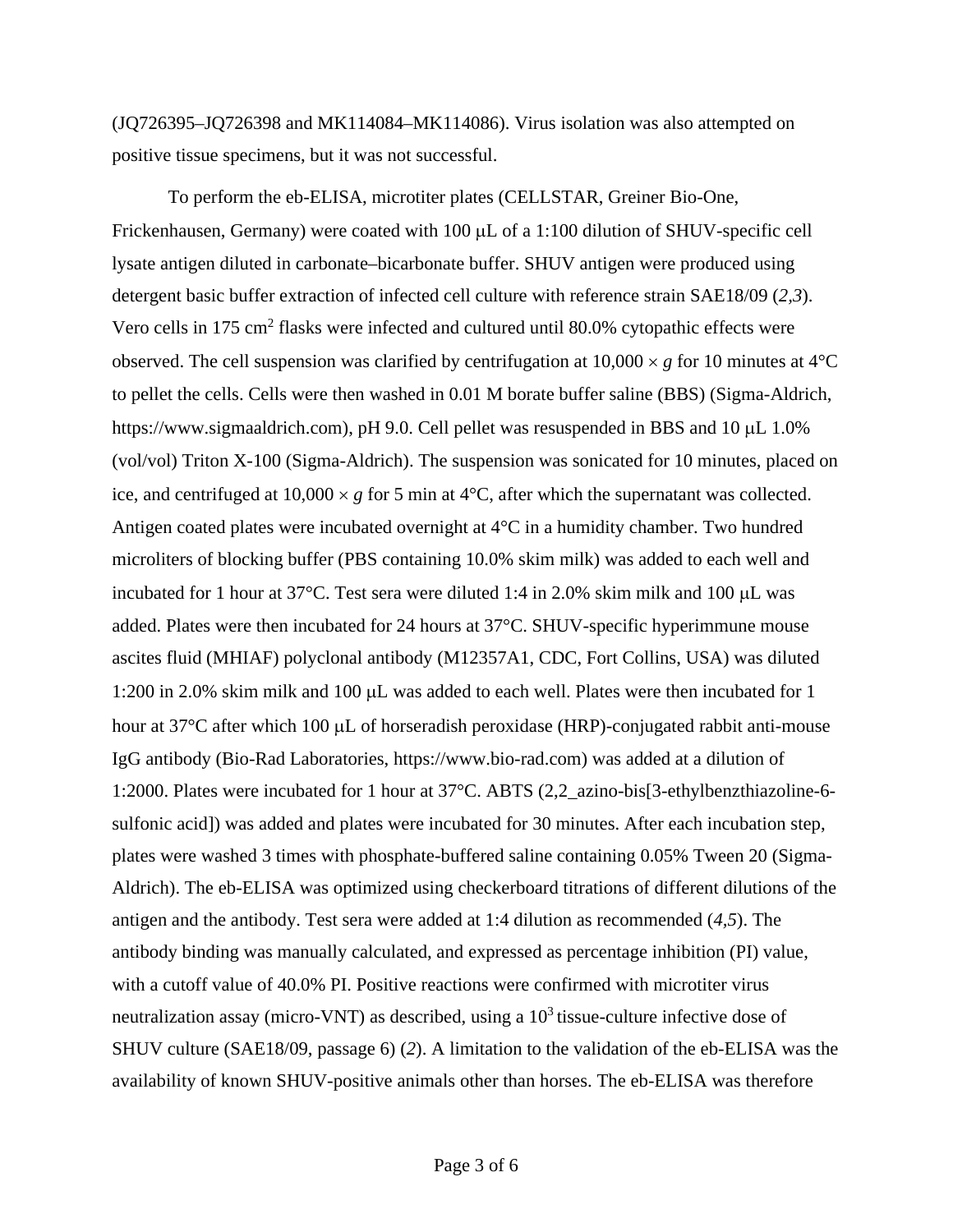(JQ726395–JQ726398 and MK114084–MK114086). Virus isolation was also attempted on positive tissue specimens, but it was not successful.

To perform the eb-ELISA, microtiter plates (CELLSTAR, Greiner Bio-One, Frickenhausen, Germany) were coated with 100 μL of a 1:100 dilution of SHUV-specific cell lysate antigen diluted in carbonate–bicarbonate buffer. SHUV antigen were produced using detergent basic buffer extraction of infected cell culture with reference strain SAE18/09 (*2,3*). Vero cells in 175 $cm^2$ flasks were infected and cultured until 80.0% cytopathic effects were observed. The cell suspension was clarified by centrifugation at 10,000 × *g* for 10 minutes at 4°C to pellet the cells. Cells were then washed in 0.01 M borate buffer saline (BBS) (Sigma-Aldrich, https://www.sigmaaldrich.com), pH 9.0. Cell pellet was resuspended in BBS and 10 μL 1.0% (vol/vol) Triton X-100 (Sigma-Aldrich). The suspension was sonicated for 10 minutes, placed on ice, and centrifuged at 10,000 × *g* for 5 min at 4°C, after which the supernatant was collected. Antigen coated plates were incubated overnight at 4°C in a humidity chamber. Two hundred microliters of blocking buffer (PBS containing 10.0% skim milk) was added to each well and incubated for 1 hour at 37°C. Test sera were diluted 1:4 in 2.0% skim milk and 100 μL was added. Plates were then incubated for 24 hours at 37°C. SHUV-specific hyperimmune mouse ascites fluid (MHIAF) polyclonal antibody (M12357A1, CDC, Fort Collins, USA) was diluted 1:200 in 2.0% skim milk and 100 μL was added to each well. Plates were then incubated for 1 hour at 37°C after which 100 μL of horseradish peroxidase (HRP)-conjugated rabbit anti-mouse IgG antibody (Bio-Rad Laboratories, https://www.bio-rad.com) was added at a dilution of 1:2000. Plates were incubated for 1 hour at 37°C. ABTS (2,2_azino-bis[3-ethylbenzthiazoline-6-sulfonic acid]) was added and plates were incubated for 30 minutes. After each incubation step, plates were washed 3 times with phosphate-buffered saline containing 0.05% Tween 20 (Sigma-Aldrich). The eb-ELISA was optimized using checkerboard titrations of different dilutions of the antigen and the antibody. Test sera were added at 1:4 dilution as recommended (*4,5*). The antibody binding was manually calculated, and expressed as percentage inhibition (PI) value, with a cutoff value of 40.0% PI. Positive reactions were confirmed with microtiter virus neutralization assay (micro-VNT) as described, using a $10^3$ tissue-culture infective dose of SHUV culture (SAE18/09, passage 6) (*2*). A limitation to the validation of the eb-ELISA was the availability of known SHUV-positive animals other than horses. The eb-ELISA was therefore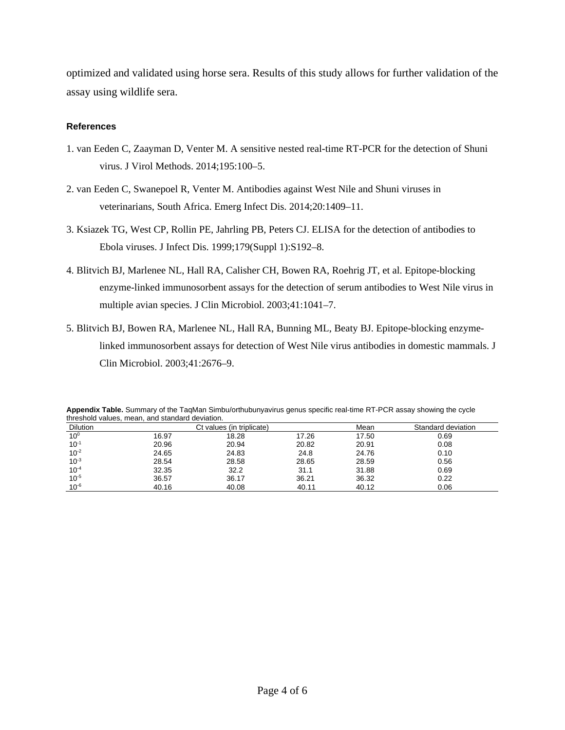optimized and validated using horse sera. Results of this study allows for further validation of the assay using wildlife sera.

### References

1. van Eeden C, Zaayman D, Venter M. A sensitive nested real-time RT-PCR for the detection of Shuni virus. J Virol Methods. 2014;195:100–5.
2. van Eeden C, Swanepoel R, Venter M. Antibodies against West Nile and Shuni viruses in veterinarians, South Africa. Emerg Infect Dis. 2014;20:1409–11.
3. Ksiazek TG, West CP, Rollin PE, Jahrling PB, Peters CJ. ELISA for the detection of antibodies to Ebola viruses. J Infect Dis. 1999;179(Suppl 1):S192–8.
4. Blitvich BJ, Marlenee NL, Hall RA, Calisher CH, Bowen RA, Roehrig JT, et al. Epitope-blocking enzyme-linked immunosorbent assays for the detection of serum antibodies to West Nile virus in multiple avian species. J Clin Microbiol. 2003;41:1041–7.
5. Blitvich BJ, Bowen RA, Marlenee NL, Hall RA, Bunning ML, Beaty BJ. Epitope-blocking enzyme-linked immunosorbent assays for detection of West Nile virus antibodies in domestic mammals. J Clin Microbiol. 2003;41:2676–9.

**Appendix Table.** Summary of the TaqMan Simbu/orthubunyavirus genus specific real-time RT-PCR assay showing the cycle threshold values, mean, and standard deviation.

| Dilution | Ct values (in triplicate) | | | Mean | Standard deviation |
|---|---|---|---|---|---|
| $10^{0}$ | 16.97 | 18.28 | 17.26 | 17.50 | 0.69 |
| $10^{-1}$ | 20.96 | 20.94 | 20.82 | 20.91 | 0.08 |
| $10^{-2}$ | 24.65 | 24.83 | 24.8 | 24.76 | 0.10 |
| $10^{-3}$ | 28.54 | 28.58 | 28.65 | 28.59 | 0.56 |
| $10^{-4}$ | 32.35 | 32.2 | 31.1 | 31.88 | 0.69 |
| $10^{-5}$ | 36.57 | 36.17 | 36.21 | 36.32 | 0.22 |
| $10^{-6}$ | 40.16 | 40.08 | 40.11 | 40.12 | 0.06 |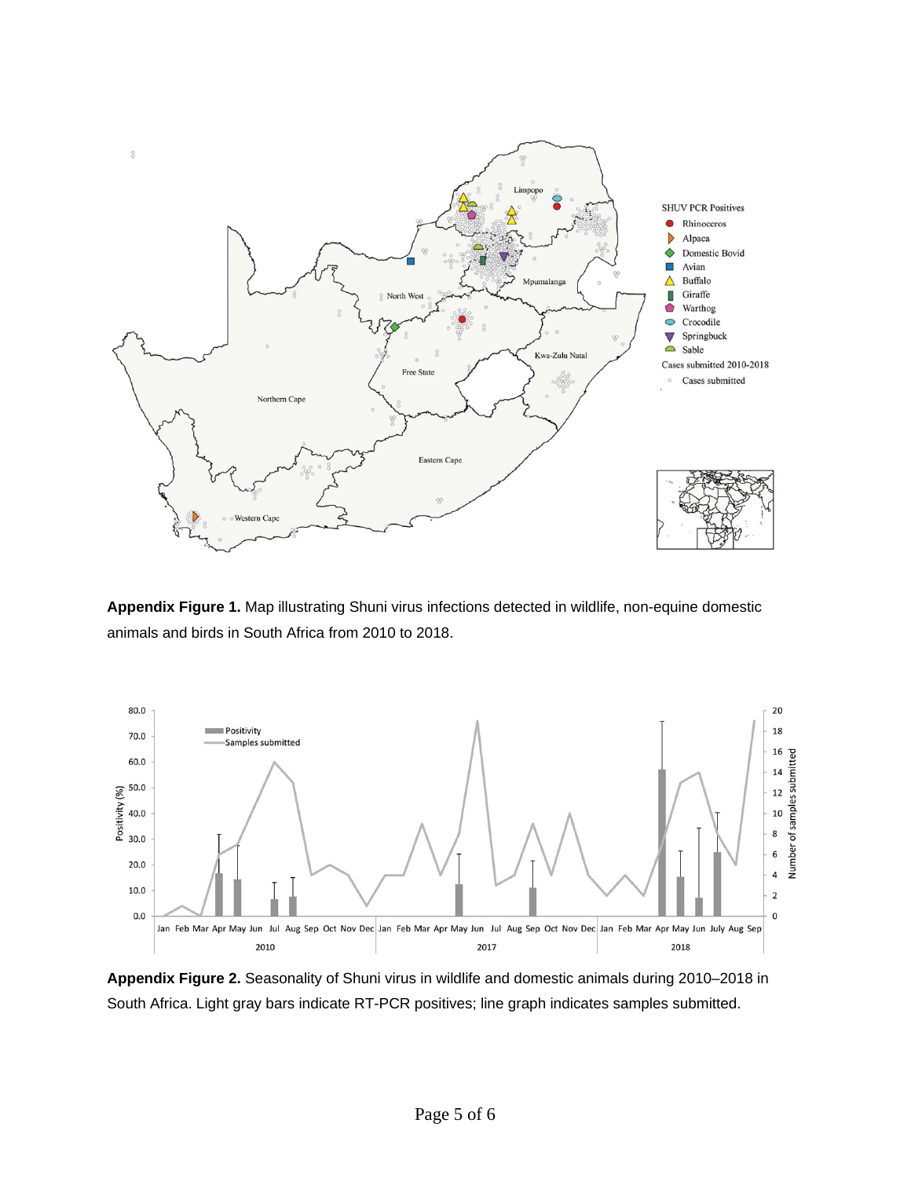SHUV PCR Positives

Rhinoceros

Alpaca

Domestic Bovid

Avian

Buffalo

Giraffe

Warthog

Crocodile

Springbuck

Sable

Cases submitted 2010-2018

Cases submitted

Limpopo

North West

Mpumalanga

Free State

Kwa-Zulu Natal

Northern Cape

Eastern Cape

Western Cape

**Appendix Figure 1.** Map illustrating Shuni virus infections detected in wildlife, non-equine domestic animals and birds in South Africa from 2010 to 2018.

Positivity

Samples submitted

Positivity (%)

Number of samples submitted

80.0 70.0 60.0 50.0 40.0 30.0 20.0 10.0 0.0

20 18 16 14 12 10 8 6 4 2 0

Jan Feb Mar Apr May Jun Jul Aug Sep Oct Nov Dec Jan Feb Mar Apr May Jun Jul Aug Sep Oct Nov Dec Jan Feb Mar Apr May Jun July Aug Sep

2010 2017 2018

**Appendix Figure 2.** Seasonality of Shuni virus in wildlife and domestic animals during 2010–2018 in South Africa. Light gray bars indicate RT-PCR positives; line graph indicates samples submitted.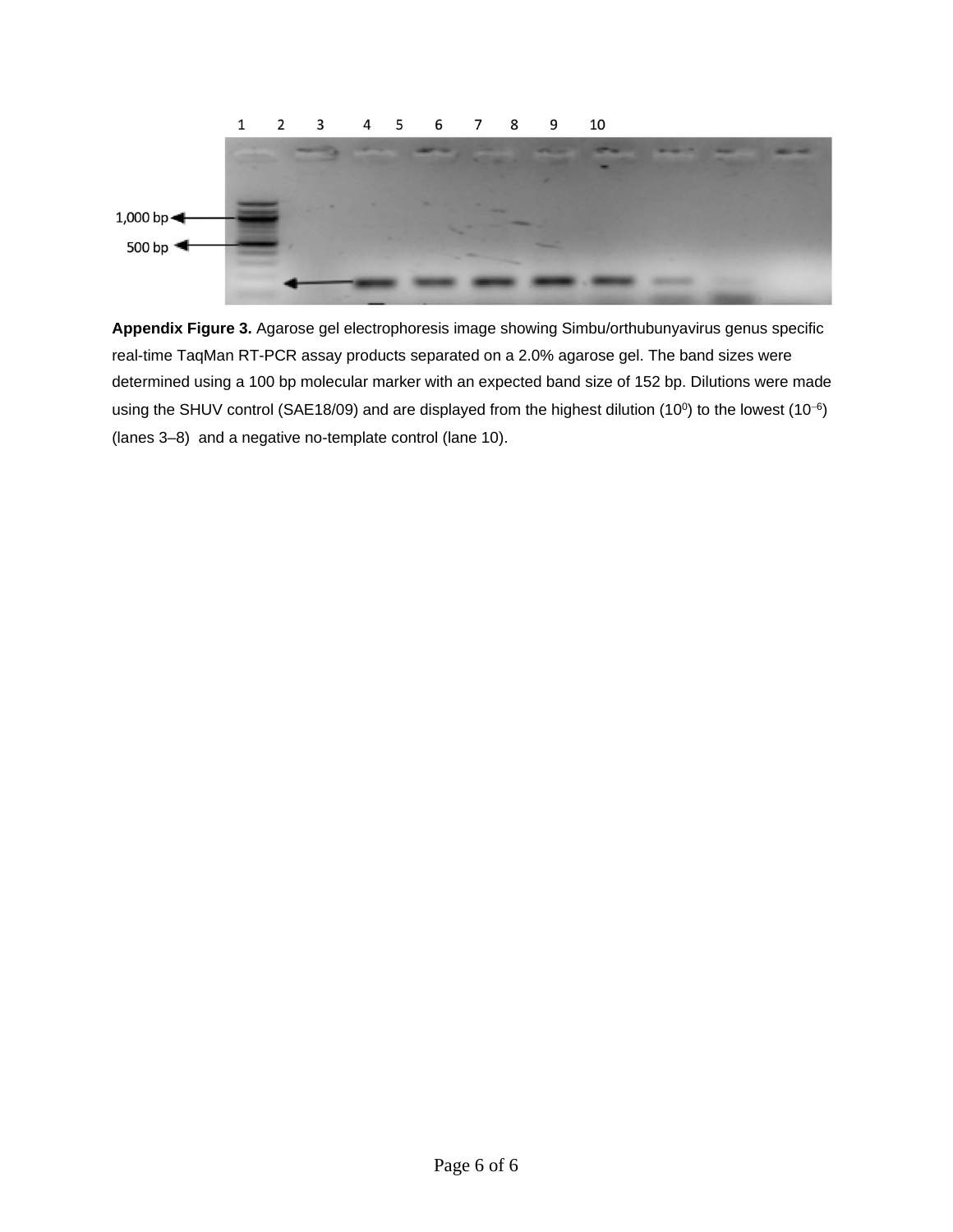1 2 3 4 5 6 7 8 9 10

1,000 bp

500 bp

**Appendix Figure 3.** Agarose gel electrophoresis image showing Simbu/orthubunyavirus genus specific real-time TaqMan RT-PCR assay products separated on a 2.0% agarose gel. The band sizes were determined using a 100 bp molecular marker with an expected band size of 152 bp. Dilutions were made using the SHUV control (SAE18/09) and are displayed from the highest dilution ($10^{0}$) to the lowest ($10^{-6}$) (lanes 3–8) and a negative no-template control (lane 10).